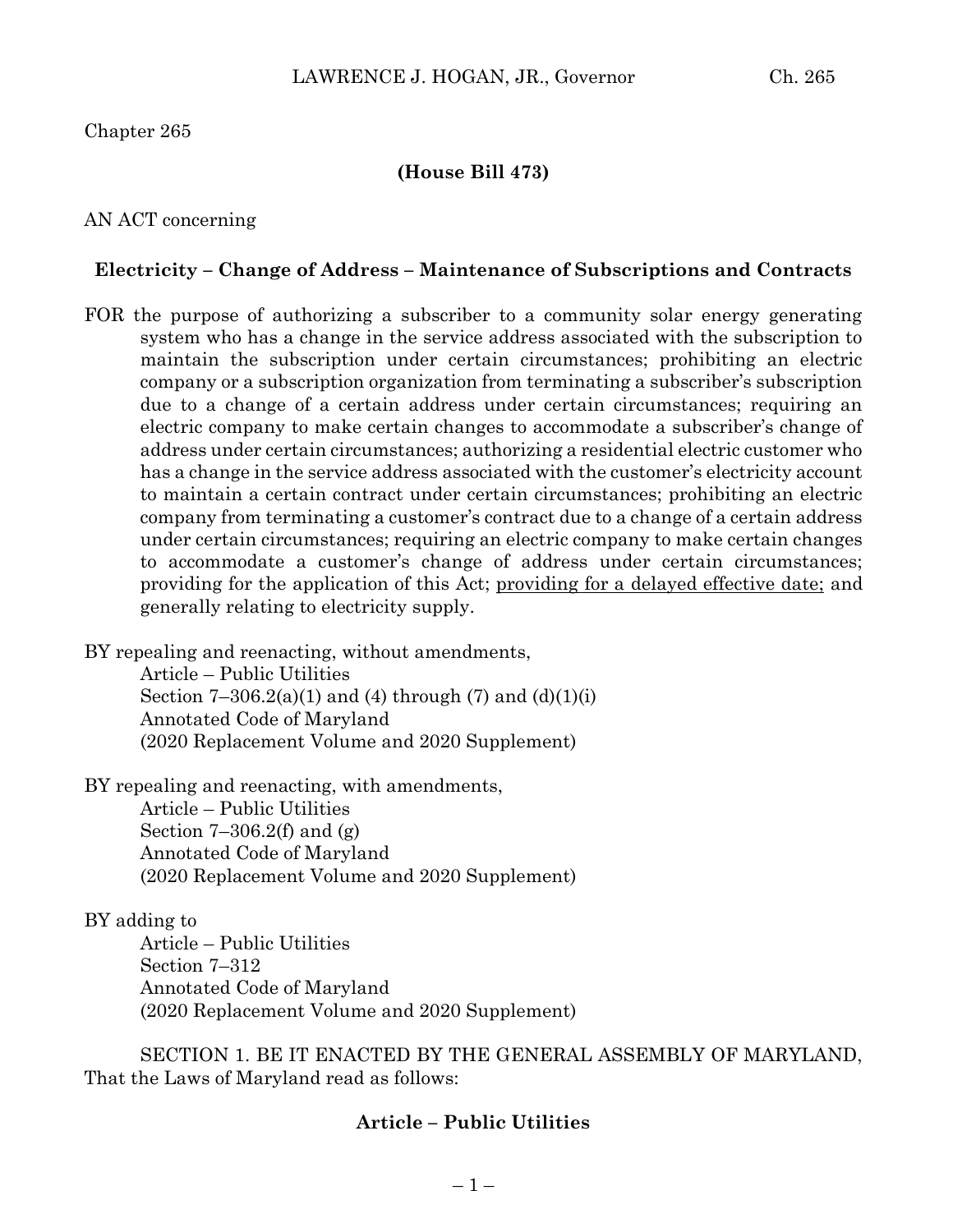Chapter 265

**(House Bill 473)**

AN ACT concerning

**Electricity – Change of Address – Maintenance of Subscriptions and Contracts**

FOR the purpose of authorizing a subscriber to a community solar energy generating system who has a change in the service address associated with the subscription to maintain the subscription under certain circumstances; prohibiting an electric company or a subscription organization from terminating a subscriber's subscription due to a change of a certain address under certain circumstances; requiring an electric company to make certain changes to accommodate a subscriber's change of address under certain circumstances; authorizing a residential electric customer who has a change in the service address associated with the customer's electricity account to maintain a certain contract under certain circumstances; prohibiting an electric company from terminating a customer's contract due to a change of a certain address under certain circumstances; requiring an electric company to make certain changes to accommodate a customer's change of address under certain circumstances; providing for the application of this Act; <u>providing for a delayed effective date;</u> and generally relating to electricity supply.

BY repealing and reenacting, without amendments,
Article – Public Utilities
Section 7–306.2(a)(1) and (4) through (7) and (d)(1)(i)
Annotated Code of Maryland
(2020 Replacement Volume and 2020 Supplement)

BY repealing and reenacting, with amendments,
Article – Public Utilities
Section 7–306.2(f) and (g)
Annotated Code of Maryland
(2020 Replacement Volume and 2020 Supplement)

BY adding to
Article – Public Utilities
Section 7–312
Annotated Code of Maryland
(2020 Replacement Volume and 2020 Supplement)

SECTION 1. BE IT ENACTED BY THE GENERAL ASSEMBLY OF MARYLAND, That the Laws of Maryland read as follows:

**Article – Public Utilities**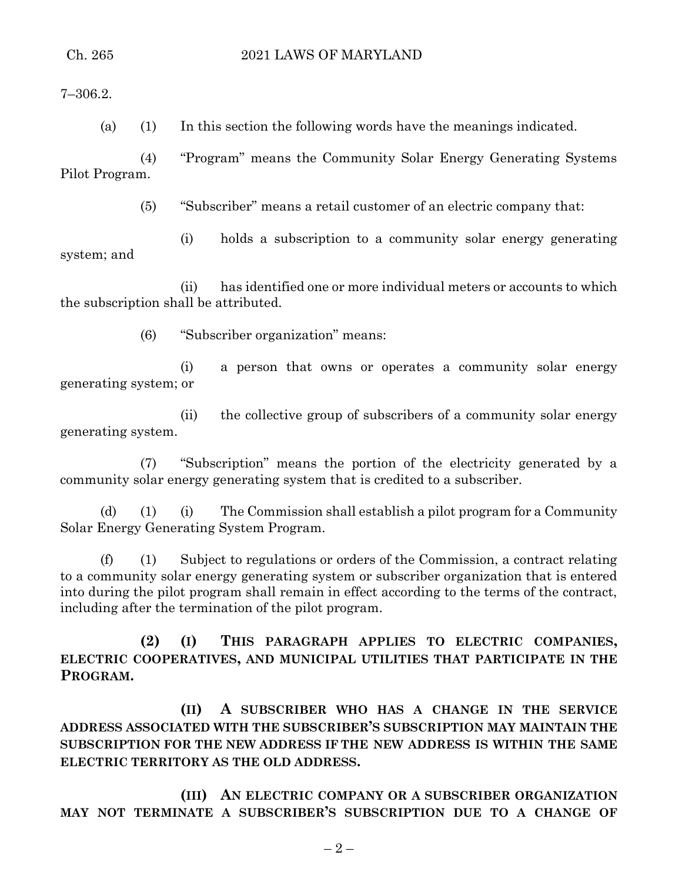7–306.2.

(a) (1) In this section the following words have the meanings indicated.

(4) "Program" means the Community Solar Energy Generating Systems Pilot Program.

(5) "Subscriber" means a retail customer of an electric company that:

(i) holds a subscription to a community solar energy generating system; and

(ii) has identified one or more individual meters or accounts to which the subscription shall be attributed.

(6) "Subscriber organization" means:

(i) a person that owns or operates a community solar energy generating system; or

(ii) the collective group of subscribers of a community solar energy generating system.

(7) "Subscription" means the portion of the electricity generated by a community solar energy generating system that is credited to a subscriber.

(d) (1) (i) The Commission shall establish a pilot program for a Community Solar Energy Generating System Program.

(f) (1) Subject to regulations or orders of the Commission, a contract relating to a community solar energy generating system or subscriber organization that is entered into during the pilot program shall remain in effect according to the terms of the contract, including after the termination of the pilot program.

**(2) (I) THIS PARAGRAPH APPLIES TO ELECTRIC COMPANIES, ELECTRIC COOPERATIVES, AND MUNICIPAL UTILITIES THAT PARTICIPATE IN THE PROGRAM.**

**(II) A SUBSCRIBER WHO HAS A CHANGE IN THE SERVICE ADDRESS ASSOCIATED WITH THE SUBSCRIBER'S SUBSCRIPTION MAY MAINTAIN THE SUBSCRIPTION FOR THE NEW ADDRESS IF THE NEW ADDRESS IS WITHIN THE SAME ELECTRIC TERRITORY AS THE OLD ADDRESS.**

**(III) AN ELECTRIC COMPANY OR A SUBSCRIBER ORGANIZATION MAY NOT TERMINATE A SUBSCRIBER'S SUBSCRIPTION DUE TO A CHANGE OF**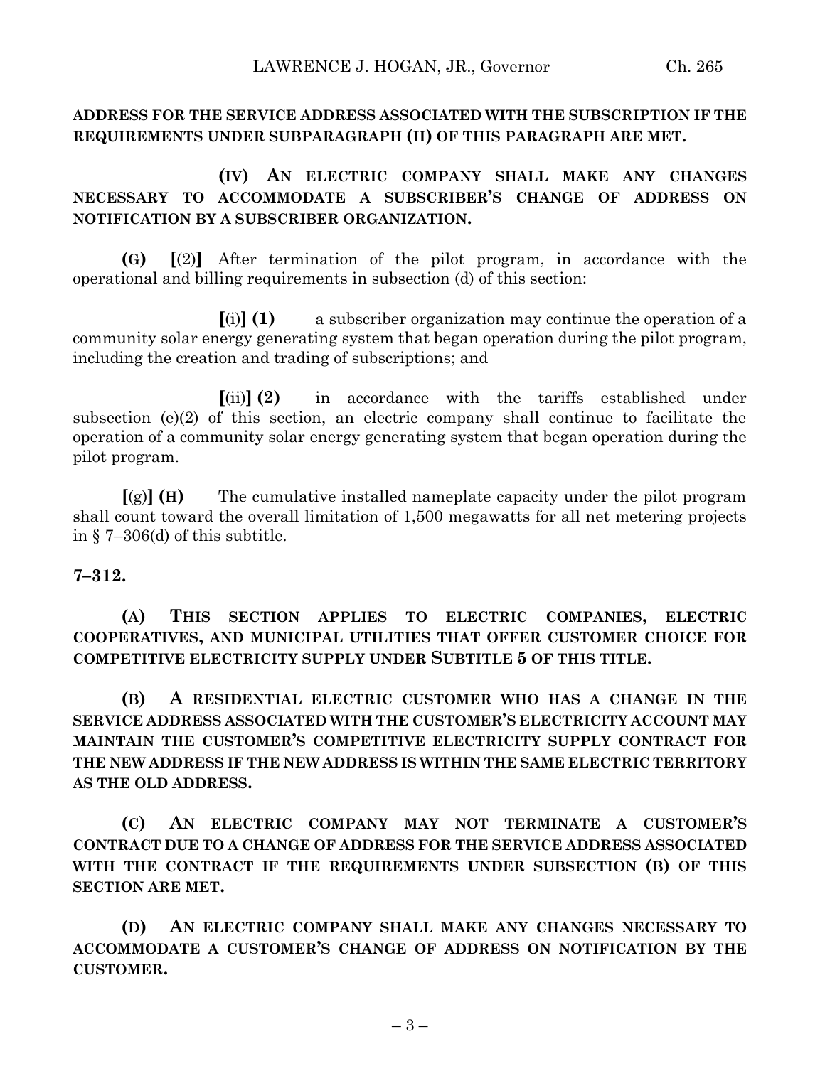**ADDRESS FOR THE SERVICE ADDRESS ASSOCIATED WITH THE SUBSCRIPTION IF THE REQUIREMENTS UNDER SUBPARAGRAPH (II) OF THIS PARAGRAPH ARE MET.**

**(IV) AN ELECTRIC COMPANY SHALL MAKE ANY CHANGES NECESSARY TO ACCOMMODATE A SUBSCRIBER'S CHANGE OF ADDRESS ON NOTIFICATION BY A SUBSCRIBER ORGANIZATION.**

**(G)** **[**(2)**]** After termination of the pilot program, in accordance with the operational and billing requirements in subsection (d) of this section:

**[**(i)**]** **(1)** a subscriber organization may continue the operation of a community solar energy generating system that began operation during the pilot program, including the creation and trading of subscriptions; and

**[**(ii)**]** **(2)** in accordance with the tariffs established under subsection (e)(2) of this section, an electric company shall continue to facilitate the operation of a community solar energy generating system that began operation during the pilot program.

**[**(g)**]** **(H)** The cumulative installed nameplate capacity under the pilot program shall count toward the overall limitation of 1,500 megawatts for all net metering projects in § 7–306(d) of this subtitle.

**7–312.**

**(A) THIS SECTION APPLIES TO ELECTRIC COMPANIES, ELECTRIC COOPERATIVES, AND MUNICIPAL UTILITIES THAT OFFER CUSTOMER CHOICE FOR COMPETITIVE ELECTRICITY SUPPLY UNDER SUBTITLE 5 OF THIS TITLE.**

**(B) A RESIDENTIAL ELECTRIC CUSTOMER WHO HAS A CHANGE IN THE SERVICE ADDRESS ASSOCIATED WITH THE CUSTOMER'S ELECTRICITY ACCOUNT MAY MAINTAIN THE CUSTOMER'S COMPETITIVE ELECTRICITY SUPPLY CONTRACT FOR THE NEW ADDRESS IF THE NEW ADDRESS IS WITHIN THE SAME ELECTRIC TERRITORY AS THE OLD ADDRESS.**

**(C) AN ELECTRIC COMPANY MAY NOT TERMINATE A CUSTOMER'S CONTRACT DUE TO A CHANGE OF ADDRESS FOR THE SERVICE ADDRESS ASSOCIATED WITH THE CONTRACT IF THE REQUIREMENTS UNDER SUBSECTION (B) OF THIS SECTION ARE MET.**

**(D) AN ELECTRIC COMPANY SHALL MAKE ANY CHANGES NECESSARY TO ACCOMMODATE A CUSTOMER'S CHANGE OF ADDRESS ON NOTIFICATION BY THE CUSTOMER.**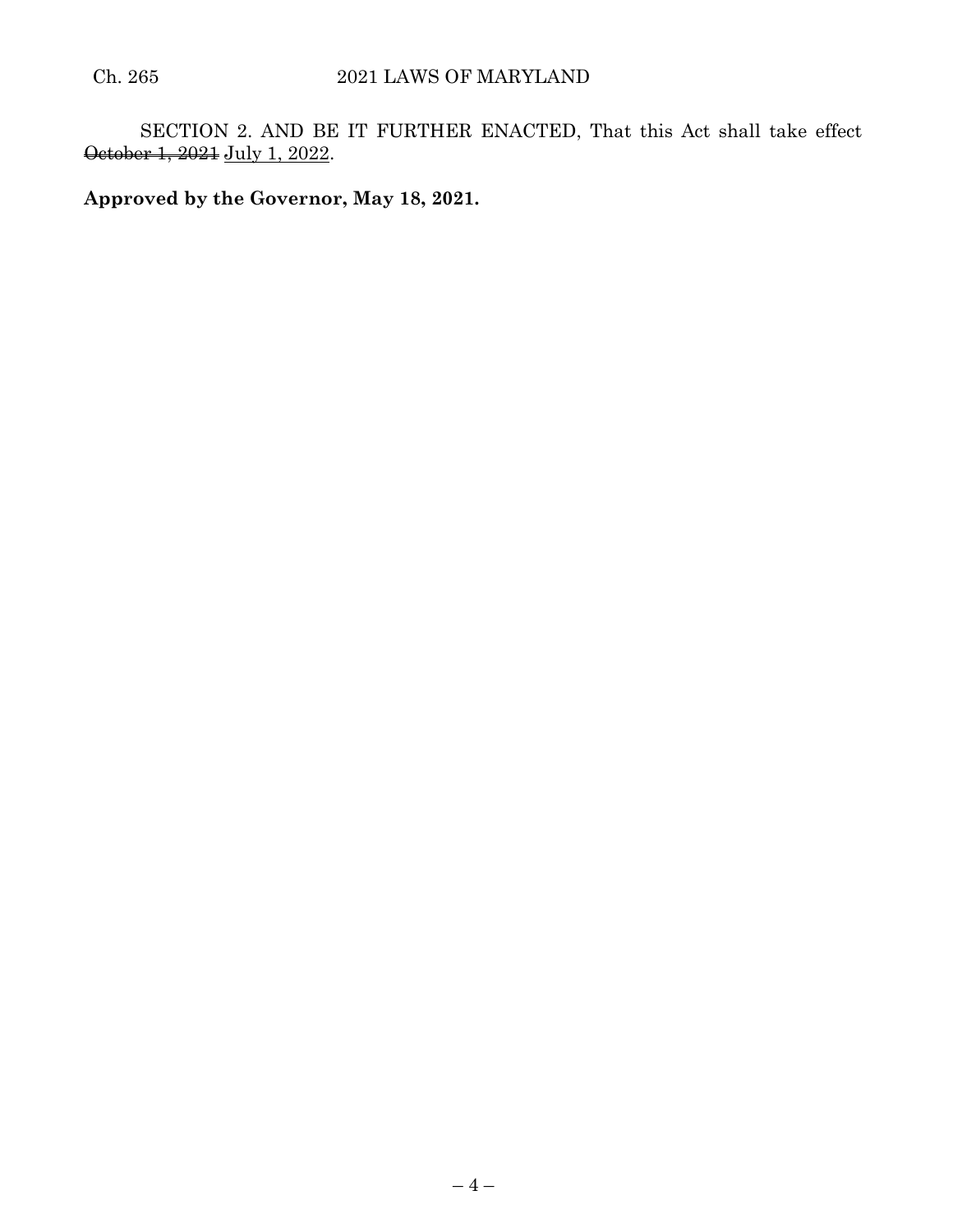SECTION 2. AND BE IT FURTHER ENACTED, That this Act shall take effect ~~October 1, 2021~~ <u>July 1, 2022</u>.

**Approved by the Governor, May 18, 2021.**